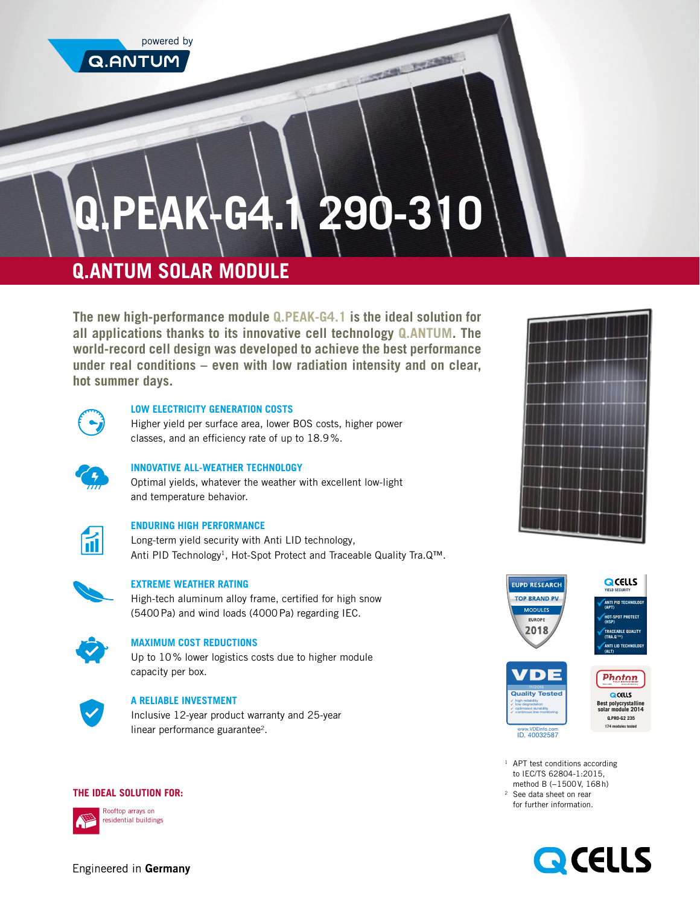powered by Q.ANTUM

# Q.PEAK-G4.1 290-310

## Q.ANTUM SOLAR MODULE

**The new high-performance module Q.PEAK-G4.1 is the ideal solution for all applications thanks to its innovative cell technology Q.ANTUM. The world-record cell design was developed to achieve the best performance under real conditions – even with low radiation intensity and on clear, hot summer days.**

### LOW ELECTRICITY GENERATION COSTS

Higher yield per surface area, lower BOS costs, higher power classes, and an efficiency rate of up to 18.9%.

### INNOVATIVE ALL-WEATHER TECHNOLOGY

Optimal yields, whatever the weather with excellent low-light and temperature behavior.

### ENDURING HIGH PERFORMANCE

Long-term yield security with Anti LID technology, Anti PID Technology[1], Hot-Spot Protect and Traceable Quality Tra.Q™.

### EXTREME WEATHER RATING

High-tech aluminum alloy frame, certified for high snow (5400 Pa) and wind loads (4000 Pa) regarding IEC.

### MAXIMUM COST REDUCTIONS

Up to 10% lower logistics costs due to higher module capacity per box.

### A RELIABLE INVESTMENT

Inclusive 12-year product warranty and 25-year linear performance guarantee[2].

EUPD RESEARCH TOP BRAND PV MODULES EUROPE 2018

Q CELLS YIELD SECURITY: ANTI PID TECHNOLOGY (APT), HOT-SPOT PROTECT (HSP), TRACEABLE QUALITY (TRA.Q™), ANTI LID TECHNOLOGY (ALT)

VDE Quality Tested 11/2016 – high reliability, low degradation, optimized durability, continuous line monitoring – www.VDEinfo.com ID. 40032587

Photon – Q CELLS Best polycrystalline solar module 2014 Q.PRO-G2 235 – 174 modules tested

### THE IDEAL SOLUTION FOR:

Rooftop arrays on residential buildings

[1] APT test conditions according to IEC/TS 62804-1:2015, method B (−1500V, 168h)

[2] See data sheet on rear for further information.

Engineered in **Germany**

Q CELLS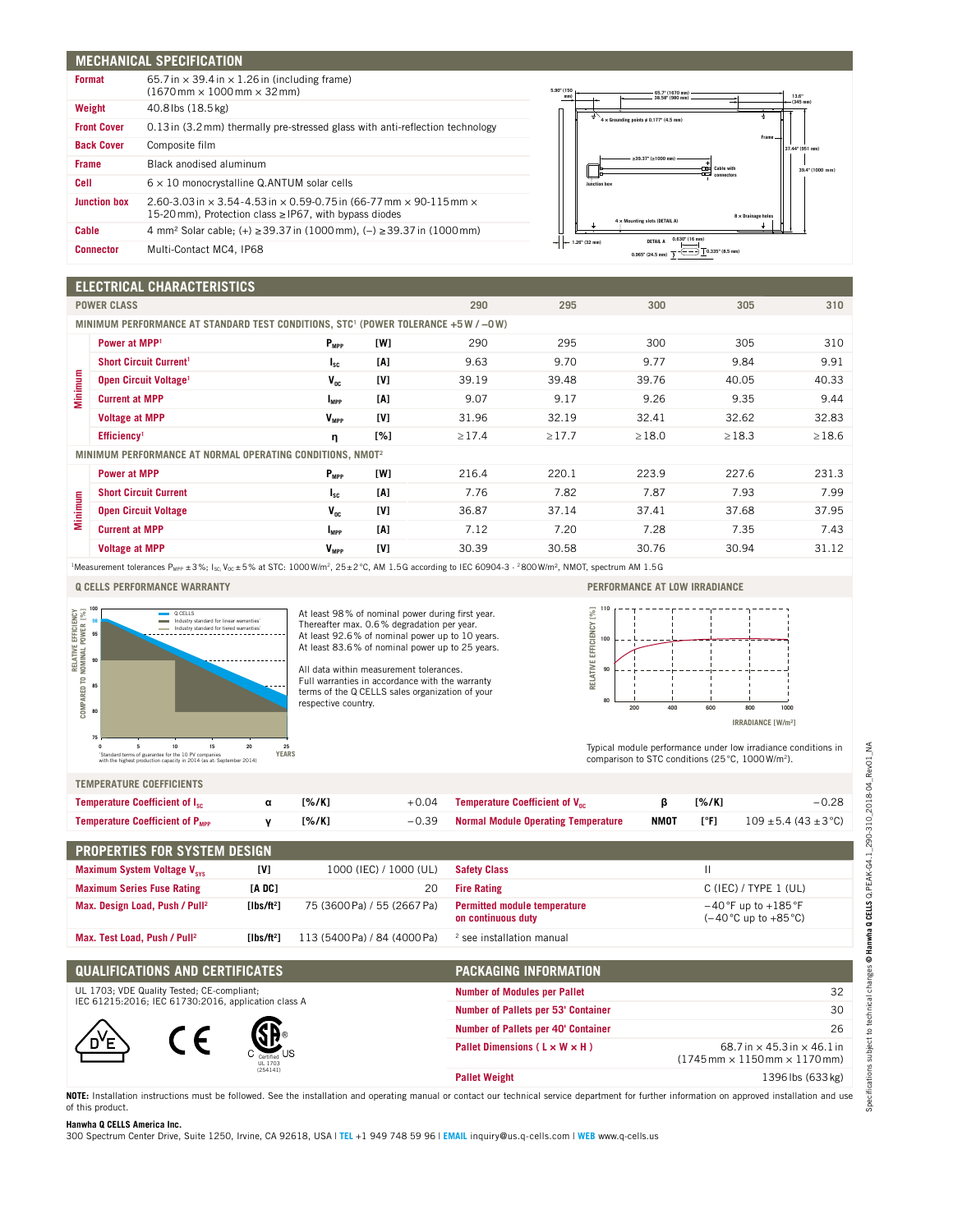## MECHANICAL SPECIFICATION

| | |
|---|---|
| **Format** | 65.7 in × 39.4 in × 1.26 in (including frame) (1670 mm × 1000 mm × 32 mm) |
| **Weight** | 40.8 lbs (18.5 kg) |
| **Front Cover** | 0.13 in (3.2 mm) thermally pre-stressed glass with anti-reflection technology |
| **Back Cover** | Composite film |
| **Frame** | Black anodised aluminum |
| **Cell** | 6 × 10 monocrystalline Q.ANTUM solar cells |
| **Junction box** | 2.60-3.03 in × 3.54-4.53 in × 0.59-0.75 in (66-77 mm × 90-115 mm × 15-20 mm), Protection class ≥ IP67, with bypass diodes |
| **Cable** | 4 mm² Solar cable; (+) ≥ 39.37 in (1000 mm), (−) ≥ 39.37 in (1000 mm) |
| **Connector** | Multi-Contact MC4, IP68 |

5.90" (150 mm)
65.7" (1670 mm)
58.58" (980 mm)
13.6" (345 mm)
4 × Grounding points ø 0.177" (4.5 mm)
Frame
37.44" (951 mm)
39.4" (1000 mm)
≥39.37" (≥1000 mm)
Cable with connectors
Junction box
8 × Drainage holes
4 × Mounting slots (DETAIL A)
1.26" (32 mm)
DETAIL A
0.630" (16 mm)
0.965" (24.5 mm)
0.335" (8.5 mm)

## ELECTRICAL CHARACTERISTICS

| POWER CLASS | | | | 290 | 295 | 300 | 305 | 310 |
|---|---|---|---|---|---|---|---|---|
| **MINIMUM PERFORMANCE AT STANDARD TEST CONDITIONS, STC[1] (POWER TOLERANCE +5 W / −0 W)** | | | | | | | | |
| Minimum | Power at MPP[1] | $P_{MPP}$ | [W] | 290 | 295 | 300 | 305 | 310 |
| | Short Circuit Current[1] | $I_{SC}$ | [A] | 9.63 | 9.70 | 9.77 | 9.84 | 9.91 |
| | Open Circuit Voltage[1] | $V_{OC}$ | [V] | 39.19 | 39.48 | 39.76 | 40.05 | 40.33 |
| | Current at MPP | $I_{MPP}$ | [A] | 9.07 | 9.17 | 9.26 | 9.35 | 9.44 |
| | Voltage at MPP | $V_{MPP}$ | [V] | 31.96 | 32.19 | 32.41 | 32.62 | 32.83 |
| | Efficiency[1] | $\eta$ | [%] | ≥ 17.4 | ≥ 17.7 | ≥ 18.0 | ≥ 18.3 | ≥ 18.6 |
| **MINIMUM PERFORMANCE AT NORMAL OPERATING CONDITIONS, NMOT[2]** | | | | | | | | |
| Minimum | Power at MPP | $P_{MPP}$ | [W] | 216.4 | 220.1 | 223.9 | 227.6 | 231.3 |
| | Short Circuit Current | $I_{SC}$ | [A] | 7.76 | 7.82 | 7.87 | 7.93 | 7.99 |
| | Open Circuit Voltage | $V_{OC}$ | [V] | 36.87 | 37.14 | 37.41 | 37.68 | 37.95 |
| | Current at MPP | $I_{MPP}$ | [A] | 7.12 | 7.20 | 7.28 | 7.35 | 7.43 |
| | Voltage at MPP | $V_{MPP}$ | [V] | 30.39 | 30.58 | 30.76 | 30.94 | 31.12 |

[1]Measurement tolerances $P_{MPP}$ ± 3 %; $I_{SC}$; $V_{OC}$ ± 5 % at STC: 1000 W/m², 25 ± 2 °C, AM 1.5G according to IEC 60904-3 · [2]800 W/m², NMOT, spectrum AM 1.5G

### Q CELLS PERFORMANCE WARRANTY

RELATIVE EFFICIENCY COMPARED TO NOMINAL POWER [%]
100
98
95
90
85
80
75
0 5 10 15 20 25
YEARS
Q CELLS
Industry standard for linear warranties*
Industry standard for tiered warranties*
*Standard terms of guarantee for the 10 PV companies with the highest production capacity in 2014 (as at: September 2014)

At least 98 % of nominal power during first year. Thereafter max. 0.6 % degradation per year. At least 92.6 % of nominal power up to 10 years. At least 83.6 % of nominal power up to 25 years.

All data within measurement tolerances. Full warranties in accordance with the warranty terms of the Q CELLS sales organization of your respective country.

### PERFORMANCE AT LOW IRRADIANCE

RELATIVE EFFICIENCY [%]
110
100
90
80
200 400 600 800 1000
IRRADIANCE [W/m²]

Typical module performance under low irradiance conditions in comparison to STC conditions (25 °C, 1000 W/m²).

### TEMPERATURE COEFFICIENTS

| | | | | | | | |
|---|---|---|---|---|---|---|---|
| Temperature Coefficient of $I_{SC}$ | $\alpha$ | [% / K] | +0.04 | Temperature Coefficient of $V_{OC}$ | $\beta$ | [% / K] | −0.28 |
| Temperature Coefficient of $P_{MPP}$ | $\gamma$ | [% / K] | −0.39 | Normal Module Operating Temperature | NMOT | [°F] | 109 ± 5.4 (43 ± 3 °C) |

## PROPERTIES FOR SYSTEM DESIGN

| | | | | |
|---|---|---|---|---|
| Maximum System Voltage $V_{SYS}$ | [V] | 1000 (IEC) / 1000 (UL) | Safety Class | II |
| Maximum Series Fuse Rating | [A DC] | 20 | Fire Rating | C (IEC) / TYPE 1 (UL) |
| Max. Design Load, Push / Pull[2] | [lbs/ft²] | 75 (3600 Pa) / 55 (2667 Pa) | Permitted module temperature on continuous duty | −40 °F up to +185 °F (−40 °C up to +85 °C) |
| Max. Test Load, Push / Pull[2] | [lbs/ft²] | 113 (5400 Pa) / 84 (4000 Pa) | [2] see installation manual | |

## QUALIFICATIONS AND CERTIFICATES

UL 1703; VDE Quality Tested; CE-compliant; IEC 61215:2016; IEC 61730:2016, application class A

C Certified US UL 1703 (254141)

## PACKAGING INFORMATION

| | |
|---|---|
| Number of Modules per Pallet | 32 |
| Number of Pallets per 53' Container | 30 |
| Number of Pallets per 40' Container | 26 |
| Pallet Dimensions ( L × W × H ) | 68.7 in × 45.3 in × 46.1 in (1745 mm × 1150 mm × 1170 mm) |
| Pallet Weight | 1396 lbs (633 kg) |

**NOTE:** Installation instructions must be followed. See the installation and operating manual or contact our technical service department for further information on approved installation and use of this product.

**Hanwha Q CELLS America Inc.**
300 Spectrum Center Drive, Suite 1250, Irvine, CA 92618, USA | **TEL** +1 949 748 59 96 | **EMAIL** inquiry@us.q-cells.com | **WEB** www.q-cells.us

Specifications subject to technical changes © Hanwha Q CELLS Q.PEAK-G4.1_290-310_2018-04_Rev01_NA